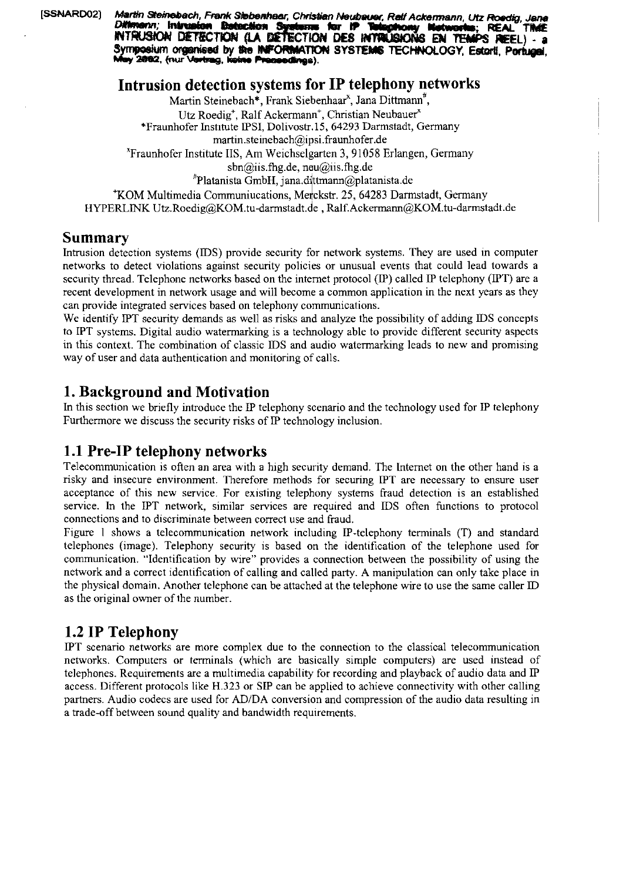[SSNARD02] *Martin Steinebach, Frank Siebenhaar, Christian Neubauer, Ralf Ackermann, Utz Roedig, Jana Dittmann; Intrusion Detection Systems for IP Telephony Networks; REAL TIME INTRUSION DETECTION (LA DETECTION DES INTRUSIONS EN TEMPS REEL) - a Symposium organised by the INFORMATION SYSTEMS TECHNOLOGY, Estoril, Portugal, May 2002, (nur Vortrag, keine Proceedings).*

# Intrusion detection systems for IP telephony networks

Martin Steinebach*, Frank Siebenhaar[x], Jana Dittmann[#],
Utz Roedig[+], Ralf Ackermann[+], Christian Neubauer[x]
*Fraunhofer Institute IPSI, Dolivostr.15, 64293 Darmstadt, Germany
martin.steinebach@ipsi.fraunhofer.de
[x]Fraunhofer Institute IIS, Am Weichselgarten 3, 91058 Erlangen, Germany
sbn@iis.fhg.de, neu@iis.fhg.de
[#]Platanista GmbH, jana.dittmann@platanista.de
[+]KOM Multimedia Communiucations, Merckstr. 25, 64283 Darmstadt, Germany
HYPERLINK Utz.Roedig@KOM.tu-darmstadt.de , Ralf.Ackermann@KOM.tu-darmstadt.de

## Summary

Intrusion detection systems (IDS) provide security for network systems. They are used in computer networks to detect violations against security policies or unusual events that could lead towards a security thread. Telephone networks based on the internet protocol (IP) called IP telephony (IPT) are a recent development in network usage and will become a common application in the next years as they can provide integrated services based on telephony communications.

We identify IPT security demands as well as risks and analyze the possibility of adding IDS concepts to IPT systems. Digital audio watermarking is a technology able to provide different security aspects in this context. The combination of classic IDS and audio watermarking leads to new and promising way of user and data authentication and monitoring of calls.

## 1. Background and Motivation

In this section we briefly introduce the IP telephony scenario and the technology used for IP telephony Furthermore we discuss the security risks of IP technology inclusion.

## 1.1 Pre-IP telephony networks

Telecommunication is often an area with a high security demand. The Internet on the other hand is a risky and insecure environment. Therefore methods for securing IPT are necessary to ensure user acceptance of this new service. For existing telephony systems fraud detection is an established service. In the IPT network, similar services are required and IDS often functions to protocol connections and to discriminate between correct use and fraud.

Figure 1 shows a telecommunication network including IP-telephony terminals (T) and standard telephones (image). Telephony security is based on the identification of the telephone used for communication. "Identification by wire" provides a connection between the possibility of using the network and a correct identification of calling and called party. A manipulation can only take place in the physical domain. Another telephone can be attached at the telephone wire to use the same caller ID as the original owner of the number.

## 1.2 IP Telephony

IPT scenario networks are more complex due to the connection to the classical telecommunication networks. Computers or terminals (which are basically simple computers) are used instead of telephones. Requirements are a multimedia capability for recording and playback of audio data and IP access. Different protocols like H.323 or SIP can be applied to achieve connectivity with other calling partners. Audio codecs are used for AD/DA conversion and compression of the audio data resulting in a trade-off between sound quality and bandwidth requirements.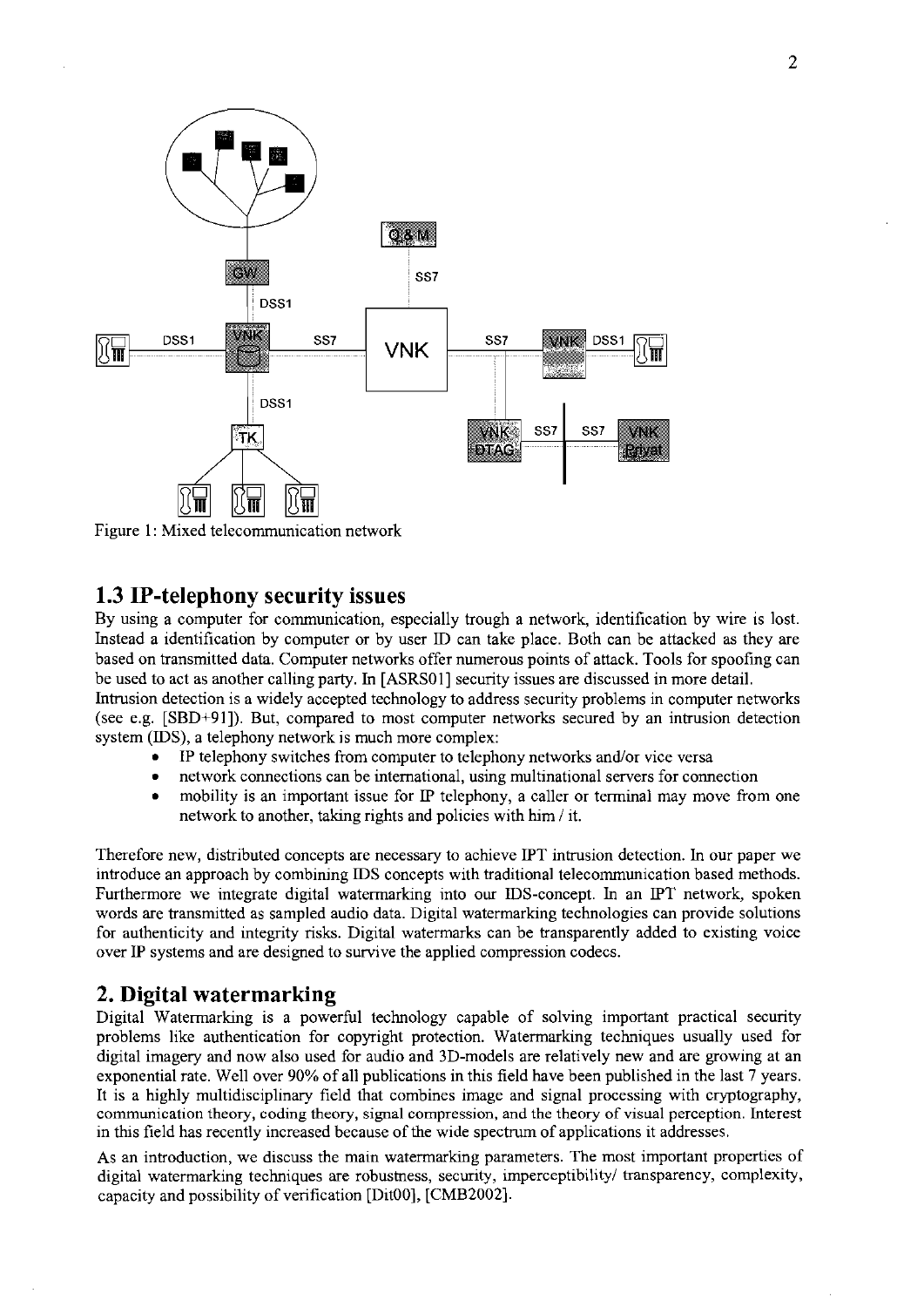Figure 1: Mixed telecommunication network

## 1.3 IP-telephony security issues

By using a computer for communication, especially trough a network, identification by wire is lost. Instead a identification by computer or by user ID can take place. Both can be attacked as they are based on transmitted data. Computer networks offer numerous points of attack. Tools for spoofing can be used to act as another calling party. In [ASRS01] security issues are discussed in more detail.
Intrusion detection is a widely accepted technology to address security problems in computer networks (see e.g. [SBD+91]). But, compared to most computer networks secured by an intrusion detection system (IDS), a telephony network is much more complex:

- IP telephony switches from computer to telephony networks and/or vice versa
- network connections can be international, using multinational servers for connection
- mobility is an important issue for IP telephony, a caller or terminal may move from one network to another, taking rights and policies with him / it.

Therefore new, distributed concepts are necessary to achieve IPT intrusion detection. In our paper we introduce an approach by combining IDS concepts with traditional telecommunication based methods. Furthermore we integrate digital watermarking into our IDS-concept. In an IPT network, spoken words are transmitted as sampled audio data. Digital watermarking technologies can provide solutions for authenticity and integrity risks. Digital watermarks can be transparently added to existing voice over IP systems and are designed to survive the applied compression codecs.

## 2. Digital watermarking

Digital Watermarking is a powerful technology capable of solving important practical security problems like authentication for copyright protection. Watermarking techniques usually used for digital imagery and now also used for audio and 3D-models are relatively new and are growing at an exponential rate. Well over 90% of all publications in this field have been published in the last 7 years. It is a highly multidisciplinary field that combines image and signal processing with cryptography, communication theory, coding theory, signal compression, and the theory of visual perception. Interest in this field has recently increased because of the wide spectrum of applications it addresses.

As an introduction, we discuss the main watermarking parameters. The most important properties of digital watermarking techniques are robustness, security, imperceptibility/ transparency, complexity, capacity and possibility of verification [Dit00], [CMB2002].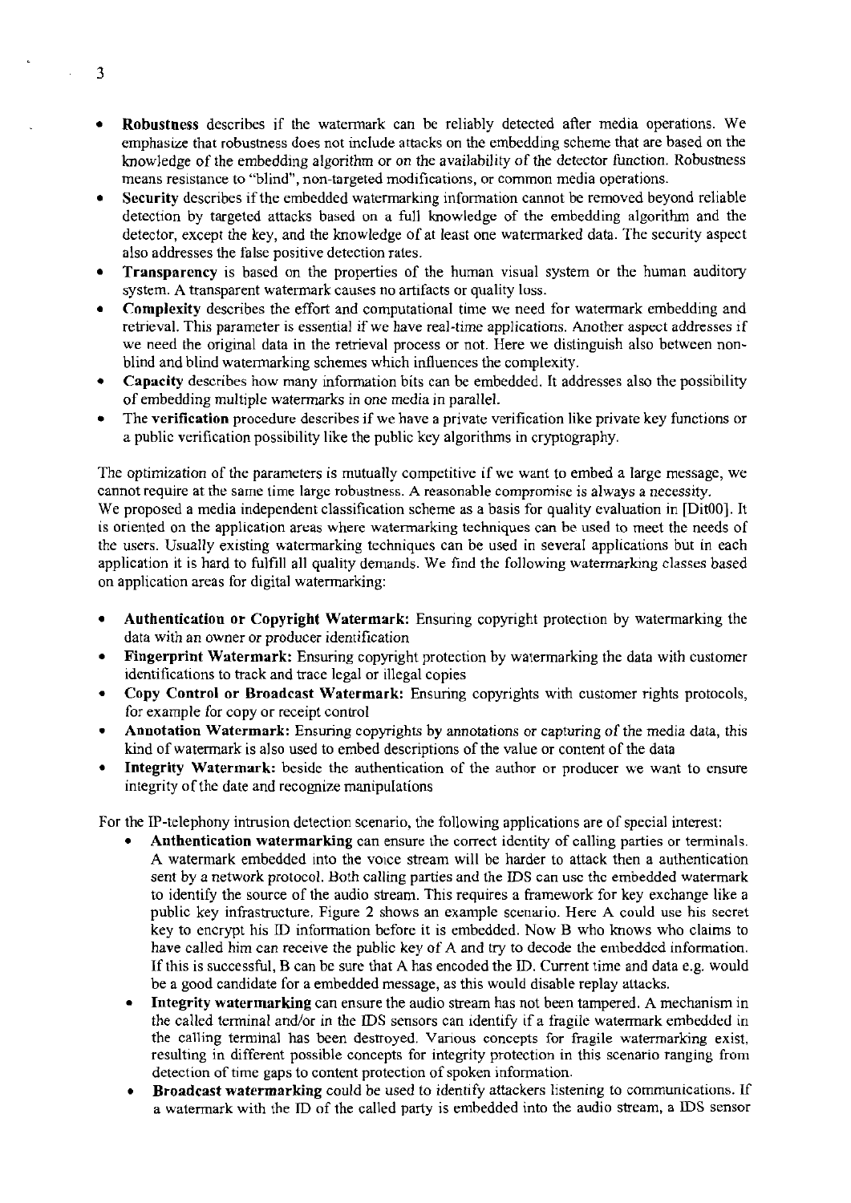- **Robustness** describes if the watermark can be reliably detected after media operations. We emphasize that robustness does not include attacks on the embedding scheme that are based on the knowledge of the embedding algorithm or on the availability of the detector function. Robustness means resistance to "blind", non-targeted modifications, or common media operations.
- **Security** describes if the embedded watermarking information cannot be removed beyond reliable detection by targeted attacks based on a full knowledge of the embedding algorithm and the detector, except the key, and the knowledge of at least one watermarked data. The security aspect also addresses the false positive detection rates.
- **Transparency** is based on the properties of the human visual system or the human auditory system. A transparent watermark causes no artifacts or quality loss.
- **Complexity** describes the effort and computational time we need for watermark embedding and retrieval. This parameter is essential if we have real-time applications. Another aspect addresses if we need the original data in the retrieval process or not. Here we distinguish also between non-blind and blind watermarking schemes which influences the complexity.
- **Capacity** describes how many information bits can be embedded. It addresses also the possibility of embedding multiple watermarks in one media in parallel.
- The **verification** procedure describes if we have a private verification like private key functions or a public verification possibility like the public key algorithms in cryptography.

The optimization of the parameters is mutually competitive if we want to embed a large message, we cannot require at the same time large robustness. A reasonable compromise is always a necessity.
We proposed a media independent classification scheme as a basis for quality evaluation in [Dit00]. It is oriented on the application areas where watermarking techniques can be used to meet the needs of the users. Usually existing watermarking techniques can be used in several applications but in each application it is hard to fulfill all quality demands. We find the following watermarking classes based on application areas for digital watermarking:

- **Authentication or Copyright Watermark:** Ensuring copyright protection by watermarking the data with an owner or producer identification
- **Fingerprint Watermark:** Ensuring copyright protection by watermarking the data with customer identifications to track and trace legal or illegal copies
- **Copy Control or Broadcast Watermark:** Ensuring copyrights with customer rights protocols, for example for copy or receipt control
- **Annotation Watermark:** Ensuring copyrights by annotations or capturing of the media data, this kind of watermark is also used to embed descriptions of the value or content of the data
- **Integrity Watermark:** beside the authentication of the author or producer we want to ensure integrity of the date and recognize manipulations

For the IP-telephony intrusion detection scenario, the following applications are of special interest:

- **Authentication watermarking** can ensure the correct identity of calling parties or terminals. A watermark embedded into the voice stream will be harder to attack then a authentication sent by a network protocol. Both calling parties and the IDS can use the embedded watermark to identify the source of the audio stream. This requires a framework for key exchange like a public key infrastructure. Figure 2 shows an example scenario. Here A could use his secret key to encrypt his ID information before it is embedded. Now B who knows who claims to have called him can receive the public key of A and try to decode the embedded information. If this is successful, B can be sure that A has encoded the ID. Current time and data e.g. would be a good candidate for a embedded message, as this would disable replay attacks.
- **Integrity watermarking** can ensure the audio stream has not been tampered. A mechanism in the called terminal and/or in the IDS sensors can identify if a fragile watermark embedded in the calling terminal has been destroyed. Various concepts for fragile watermarking exist, resulting in different possible concepts for integrity protection in this scenario ranging from detection of time gaps to content protection of spoken information.
- **Broadcast watermarking** could be used to identify attackers listening to communications. If a watermark with the ID of the called party is embedded into the audio stream, a IDS sensor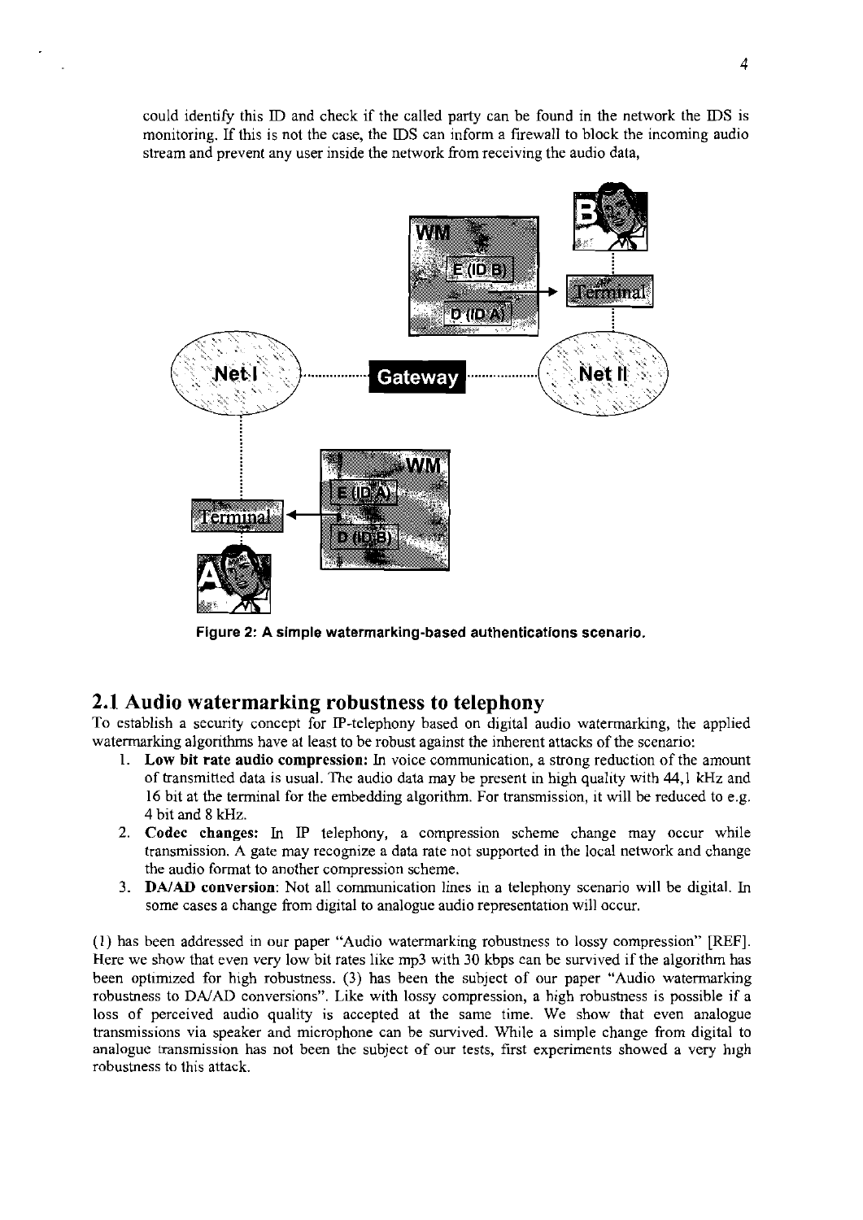could identify this ID and check if the called party can be found in the network the IDS is monitoring. If this is not the case, the IDS can inform a firewall to block the incoming audio stream and prevent any user inside the network from receiving the audio data,

**Figure 2: A simple watermarking-based authentications scenario.**

## 2.1 Audio watermarking robustness to telephony

To establish a security concept for IP-telephony based on digital audio watermarking, the applied watermarking algorithms have at least to be robust against the inherent attacks of the scenario:

1. **Low bit rate audio compression:** In voice communication, a strong reduction of the amount of transmitted data is usual. The audio data may be present in high quality with 44,1 kHz and 16 bit at the terminal for the embedding algorithm. For transmission, it will be reduced to e.g. 4 bit and 8 kHz.
2. **Codec changes:** In IP telephony, a compression scheme change may occur while transmission. A gate may recognize a data rate not supported in the local network and change the audio format to another compression scheme.
3. **DA/AD conversion**: Not all communication lines in a telephony scenario will be digital. In some cases a change from digital to analogue audio representation will occur.

(1) has been addressed in our paper "Audio watermarking robustness to lossy compression" [REF]. Here we show that even very low bit rates like mp3 with 30 kbps can be survived if the algorithm has been optimized for high robustness. (3) has been the subject of our paper "Audio watermarking robustness to DA/AD conversions". Like with lossy compression, a high robustness is possible if a loss of perceived audio quality is accepted at the same time. We show that even analogue transmissions via speaker and microphone can be survived. While a simple change from digital to analogue transmission has not been the subject of our tests, first experiments showed a very high robustness to this attack.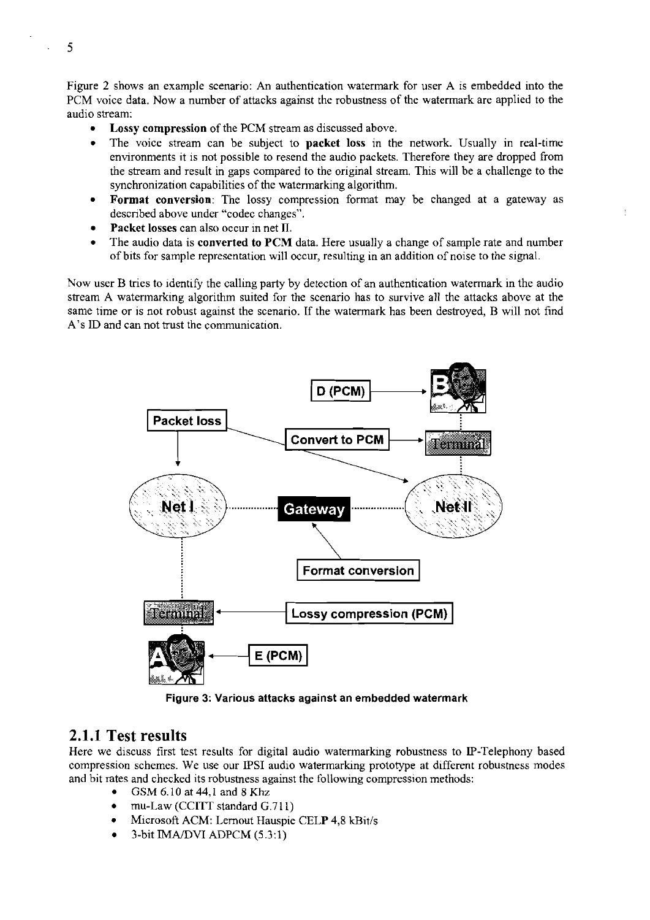Figure 2 shows an example scenario: An authentication watermark for user A is embedded into the PCM voice data. Now a number of attacks against the robustness of the watermark are applied to the audio stream:

- **Lossy compression** of the PCM stream as discussed above.
- The voice stream can be subject to **packet loss** in the network. Usually in real-time environments it is not possible to resend the audio packets. Therefore they are dropped from the stream and result in gaps compared to the original stream. This will be a challenge to the synchronization capabilities of the watermarking algorithm.
- **Format conversion**: The lossy compression format may be changed at a gateway as described above under "codec changes".
- **Packet losses** can also occur in net II.
- The audio data is **converted to PCM** data. Here usually a change of sample rate and number of bits for sample representation will occur, resulting in an addition of noise to the signal.

Now user B tries to identify the calling party by detection of an authentication watermark in the audio stream A watermarking algorithm suited for the scenario has to survive all the attacks above at the same time or is not robust against the scenario. If the watermark has been destroyed, B will not find A's ID and can not trust the communication.

**Figure 3: Various attacks against an embedded watermark**

## 2.1.1 Test results

Here we discuss first test results for digital audio watermarking robustness to IP-Telephony based compression schemes. We use our IPSI audio watermarking prototype at different robustness modes and bit rates and checked its robustness against the following compression methods:

- GSM 6.10 at 44,1 and 8 Khz
- mu-Law (CCITT standard G.711)
- Microsoft ACM: Lernout Hauspie CELP 4,8 kBit/s
- 3-bit IMA/DVI ADPCM (5.3:1)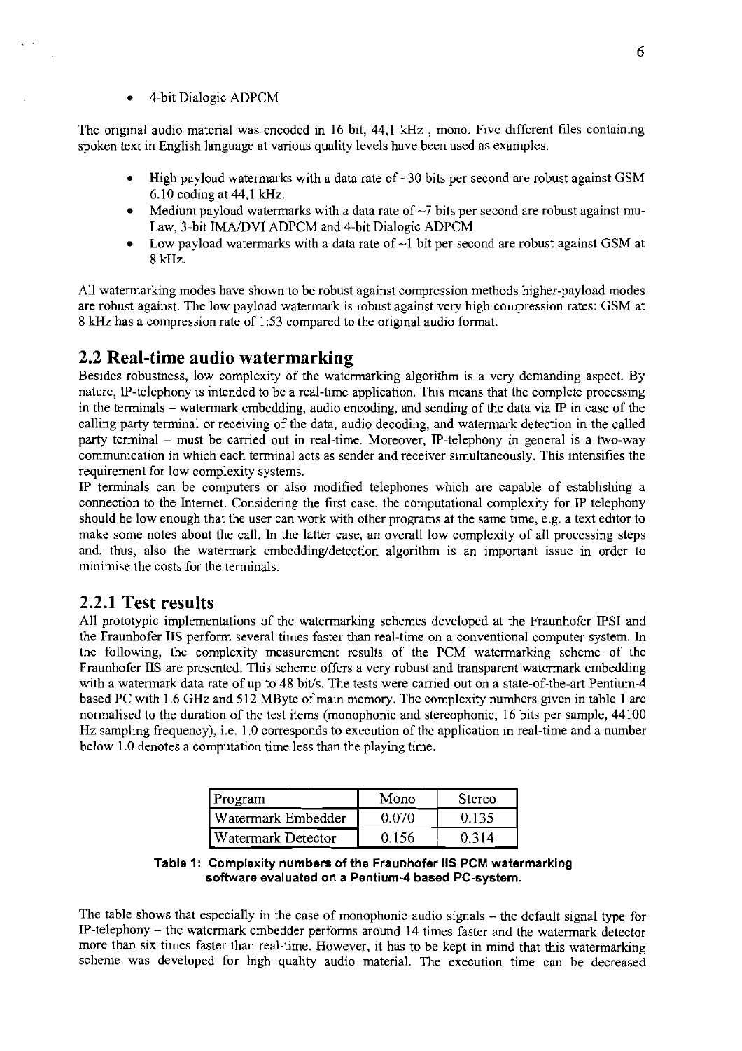- 4-bit Dialogic ADPCM

The original audio material was encoded in 16 bit, 44,1 kHz , mono. Five different files containing spoken text in English language at various quality levels have been used as examples.

- High payload watermarks with a data rate of ~30 bits per second are robust against GSM 6.10 coding at 44,1 kHz.
- Medium payload watermarks with a data rate of ~7 bits per second are robust against mu-Law, 3-bit IMA/DVI ADPCM and 4-bit Dialogic ADPCM
- Low payload watermarks with a data rate of ~1 bit per second are robust against GSM at 8 kHz.

All watermarking modes have shown to be robust against compression methods higher-payload modes are robust against. The low payload watermark is robust against very high compression rates: GSM at 8 kHz has a compression rate of 1:53 compared to the original audio format.

## 2.2 Real-time audio watermarking

Besides robustness, low complexity of the watermarking algorithm is a very demanding aspect. By nature, IP-telephony is intended to be a real-time application. This means that the complete processing in the terminals – watermark embedding, audio encoding, and sending of the data via IP in case of the calling party terminal or receiving of the data, audio decoding, and watermark detection in the called party terminal – must be carried out in real-time. Moreover, IP-telephony in general is a two-way communication in which each terminal acts as sender and receiver simultaneously. This intensifies the requirement for low complexity systems.

IP terminals can be computers or also modified telephones which are capable of establishing a connection to the Internet. Considering the first case, the computational complexity for IP-telephony should be low enough that the user can work with other programs at the same time, e.g. a text editor to make some notes about the call. In the latter case, an overall low complexity of all processing steps and, thus, also the watermark embedding/detection algorithm is an important issue in order to minimise the costs for the terminals.

## 2.2.1 Test results

All prototypic implementations of the watermarking schemes developed at the Fraunhofer IPSI and the Fraunhofer IIS perform several times faster than real-time on a conventional computer system. In the following, the complexity measurement results of the PCM watermarking scheme of the Fraunhofer IIS are presented. This scheme offers a very robust and transparent watermark embedding with a watermark data rate of up to 48 bit/s. The tests were carried out on a state-of-the-art Pentium-4 based PC with 1.6 GHz and 512 MByte of main memory. The complexity numbers given in table 1 are normalised to the duration of the test items (monophonic and stereophonic, 16 bits per sample, 44100 Hz sampling frequency), i.e. 1.0 corresponds to execution of the application in real-time and a number below 1.0 denotes a computation time less than the playing time.

| Program | Mono | Stereo |
|---|---|---|
| Watermark Embedder | 0.070 | 0.135 |
| Watermark Detector | 0.156 | 0.314 |

**Table 1: Complexity numbers of the Fraunhofer IIS PCM watermarking software evaluated on a Pentium-4 based PC-system.**

The table shows that especially in the case of monophonic audio signals – the default signal type for IP-telephony – the watermark embedder performs around 14 times faster and the watermark detector more than six times faster than real-time. However, it has to be kept in mind that this watermarking scheme was developed for high quality audio material. The execution time can be decreased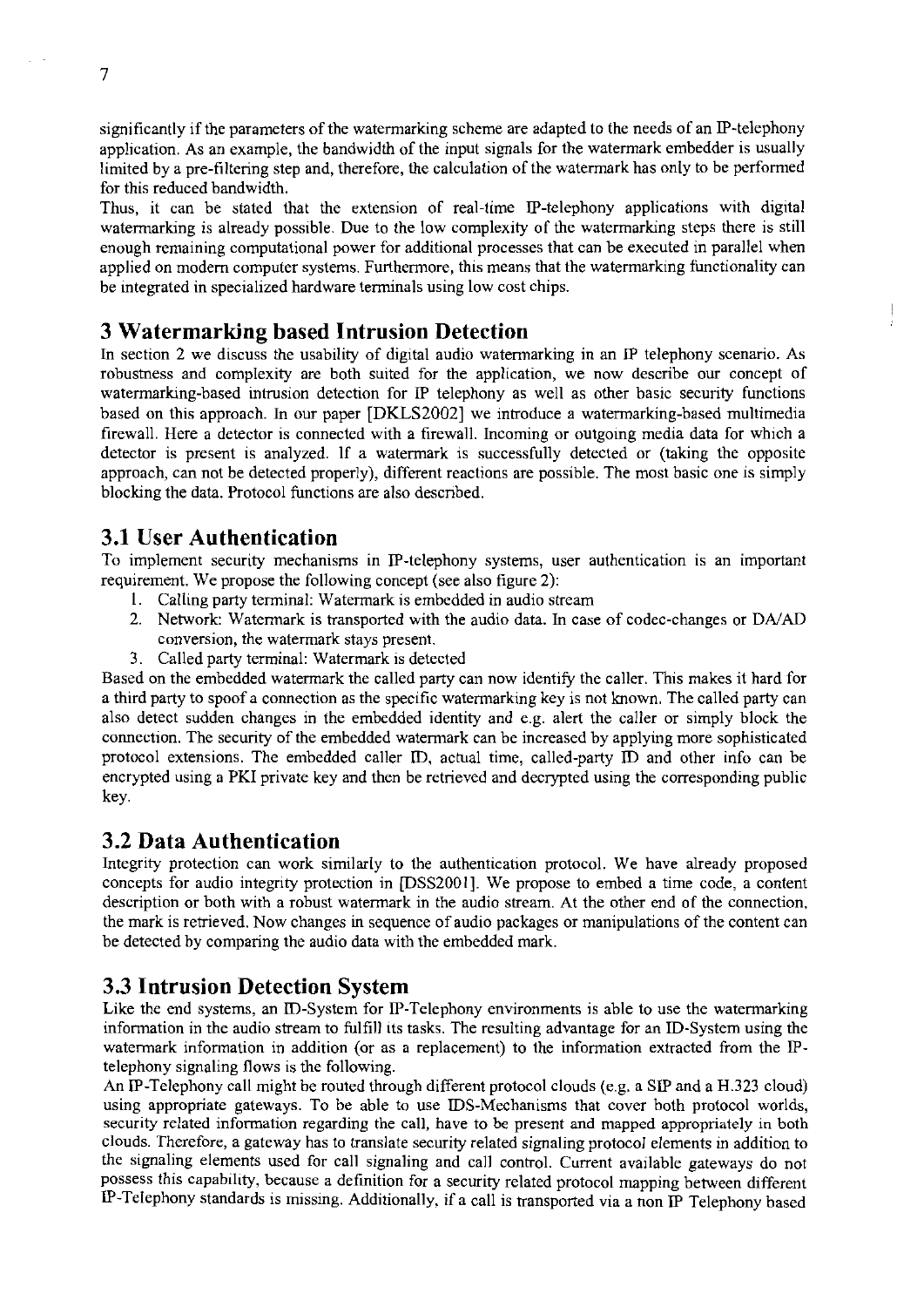significantly if the parameters of the watermarking scheme are adapted to the needs of an IP-telephony application. As an example, the bandwidth of the input signals for the watermark embedder is usually limited by a pre-filtering step and, therefore, the calculation of the watermark has only to be performed for this reduced bandwidth.

Thus, it can be stated that the extension of real-time IP-telephony applications with digital watermarking is already possible. Due to the low complexity of the watermarking steps there is still enough remaining computational power for additional processes that can be executed in parallel when applied on modern computer systems. Furthermore, this means that the watermarking functionality can be integrated in specialized hardware terminals using low cost chips.

# 3 Watermarking based Intrusion Detection

In section 2 we discuss the usability of digital audio watermarking in an IP telephony scenario. As robustness and complexity are both suited for the application, we now describe our concept of watermarking-based intrusion detection for IP telephony as well as other basic security functions based on this approach. In our paper [DKLS2002] we introduce a watermarking-based multimedia firewall. Here a detector is connected with a firewall. Incoming or outgoing media data for which a detector is present is analyzed. If a watermark is successfully detected or (taking the opposite approach, can not be detected properly), different reactions are possible. The most basic one is simply blocking the data. Protocol functions are also described.

## 3.1 User Authentication

To implement security mechanisms in IP-telephony systems, user authentication is an important requirement. We propose the following concept (see also figure 2):

1. Calling party terminal: Watermark is embedded in audio stream
2. Network: Watermark is transported with the audio data. In case of codec-changes or DA/AD conversion, the watermark stays present.
3. Called party terminal: Watermark is detected

Based on the embedded watermark the called party can now identify the caller. This makes it hard for a third party to spoof a connection as the specific watermarking key is not known. The called party can also detect sudden changes in the embedded identity and e.g. alert the caller or simply block the connection. The security of the embedded watermark can be increased by applying more sophisticated protocol extensions. The embedded caller ID, actual time, called-party ID and other info can be encrypted using a PKI private key and then be retrieved and decrypted using the corresponding public key.

## 3.2 Data Authentication

Integrity protection can work similarly to the authentication protocol. We have already proposed concepts for audio integrity protection in [DSS2001]. We propose to embed a time code, a content description or both with a robust watermark in the audio stream. At the other end of the connection, the mark is retrieved. Now changes in sequence of audio packages or manipulations of the content can be detected by comparing the audio data with the embedded mark.

## 3.3 Intrusion Detection System

Like the end systems, an ID-System for IP-Telephony environments is able to use the watermarking information in the audio stream to fulfill its tasks. The resulting advantage for an ID-System using the watermark information in addition (or as a replacement) to the information extracted from the IP-telephony signaling flows is the following.

An IP-Telephony call might be routed through different protocol clouds (e.g. a SIP and a H.323 cloud) using appropriate gateways. To be able to use IDS-Mechanisms that cover both protocol worlds, security related information regarding the call, have to be present and mapped appropriately in both clouds. Therefore, a gateway has to translate security related signaling protocol elements in addition to the signaling elements used for call signaling and call control. Current available gateways do not possess this capability, because a definition for a security related protocol mapping between different IP-Telephony standards is missing. Additionally, if a call is transported via a non IP Telephony based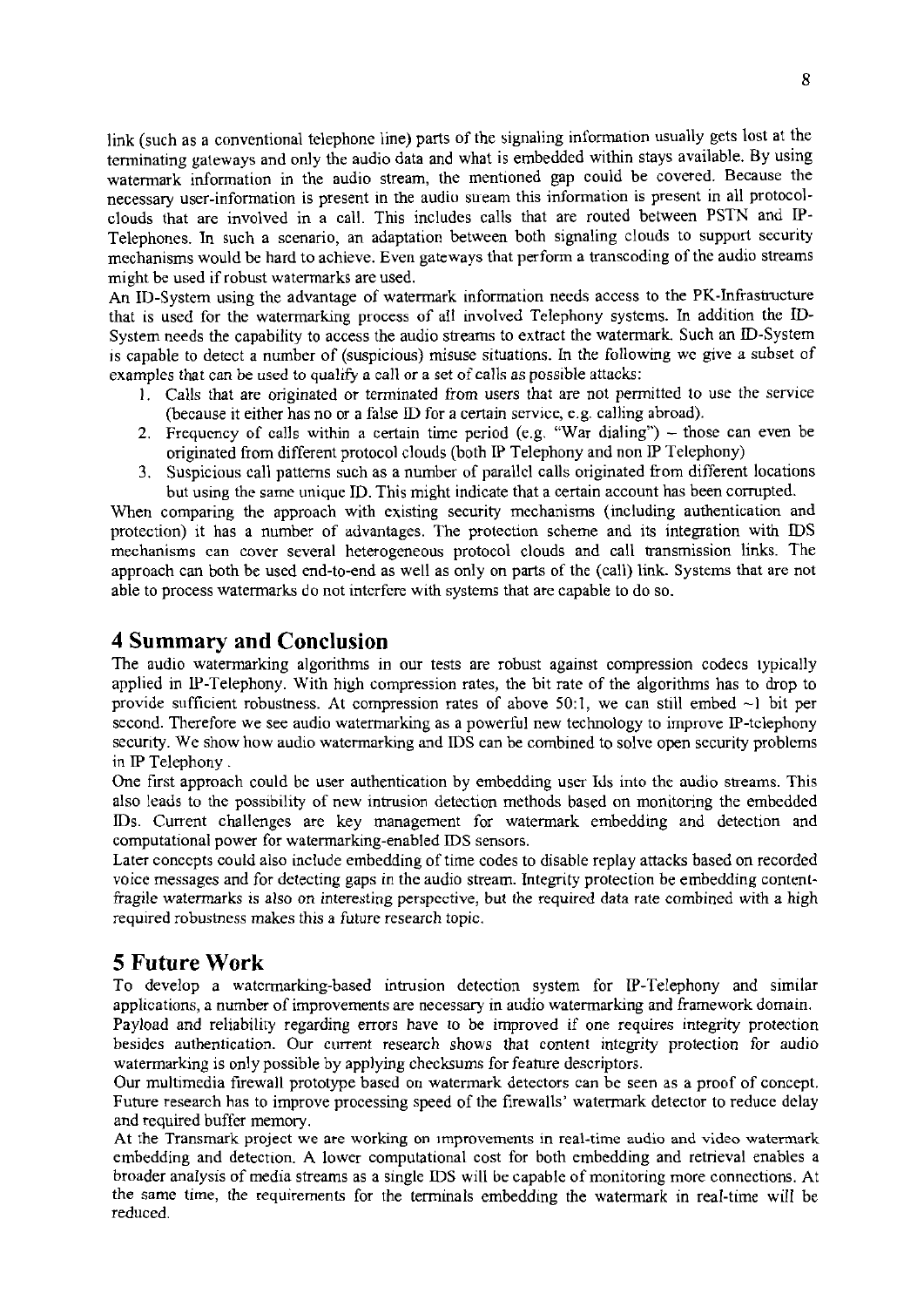link (such as a conventional telephone line) parts of the signaling information usually gets lost at the terminating gateways and only the audio data and what is embedded within stays available. By using watermark information in the audio stream, the mentioned gap could be covered. Because the necessary user-information is present in the audio stream this information is present in all protocol-clouds that are involved in a call. This includes calls that are routed between PSTN and IP-Telephones. In such a scenario, an adaptation between both signaling clouds to support security mechanisms would be hard to achieve. Even gateways that perform a transcoding of the audio streams might be used if robust watermarks are used.

An ID-System using the advantage of watermark information needs access to the PK-Infrastructure that is used for the watermarking process of all involved Telephony systems. In addition the ID-System needs the capability to access the audio streams to extract the watermark. Such an ID-System is capable to detect a number of (suspicious) misuse situations. In the following we give a subset of examples that can be used to qualify a call or a set of calls as possible attacks:

1. Calls that are originated or terminated from users that are not permitted to use the service (because it either has no or a false ID for a certain service, e.g. calling abroad).
2. Frequency of calls within a certain time period (e.g. "War dialing") – those can even be originated from different protocol clouds (both IP Telephony and non IP Telephony)
3. Suspicious call patterns such as a number of parallel calls originated from different locations but using the same unique ID. This might indicate that a certain account has been corrupted.

When comparing the approach with existing security mechanisms (including authentication and protection) it has a number of advantages. The protection scheme and its integration with IDS mechanisms can cover several heterogeneous protocol clouds and call transmission links. The approach can both be used end-to-end as well as only on parts of the (call) link. Systems that are not able to process watermarks do not interfere with systems that are capable to do so.

# 4 Summary and Conclusion

The audio watermarking algorithms in our tests are robust against compression codecs typically applied in IP-Telephony. With high compression rates, the bit rate of the algorithms has to drop to provide sufficient robustness. At compression rates of above 50:1, we can still embed ~1 bit per second. Therefore we see audio watermarking as a powerful new technology to improve IP-telephony security. We show how audio watermarking and IDS can be combined to solve open security problems in IP Telephony.

One first approach could be user authentication by embedding user Ids into the audio streams. This also leads to the possibility of new intrusion detection methods based on monitoring the embedded IDs. Current challenges are key management for watermark embedding and detection and computational power for watermarking-enabled IDS sensors.

Later concepts could also include embedding of time codes to disable replay attacks based on recorded voice messages and for detecting gaps in the audio stream. Integrity protection be embedding content-fragile watermarks is also on interesting perspective, but the required data rate combined with a high required robustness makes this a future research topic.

# 5 Future Work

To develop a watermarking-based intrusion detection system for IP-Telephony and similar applications, a number of improvements are necessary in audio watermarking and framework domain.

Payload and reliability regarding errors have to be improved if one requires integrity protection besides authentication. Our current research shows that content integrity protection for audio watermarking is only possible by applying checksums for feature descriptors.

Our multimedia firewall prototype based on watermark detectors can be seen as a proof of concept. Future research has to improve processing speed of the firewalls' watermark detector to reduce delay and required buffer memory.

At the Transmark project we are working on improvements in real-time audio and video watermark embedding and detection. A lower computational cost for both embedding and retrieval enables a broader analysis of media streams as a single IDS will be capable of monitoring more connections. At the same time, the requirements for the terminals embedding the watermark in real-time will be reduced.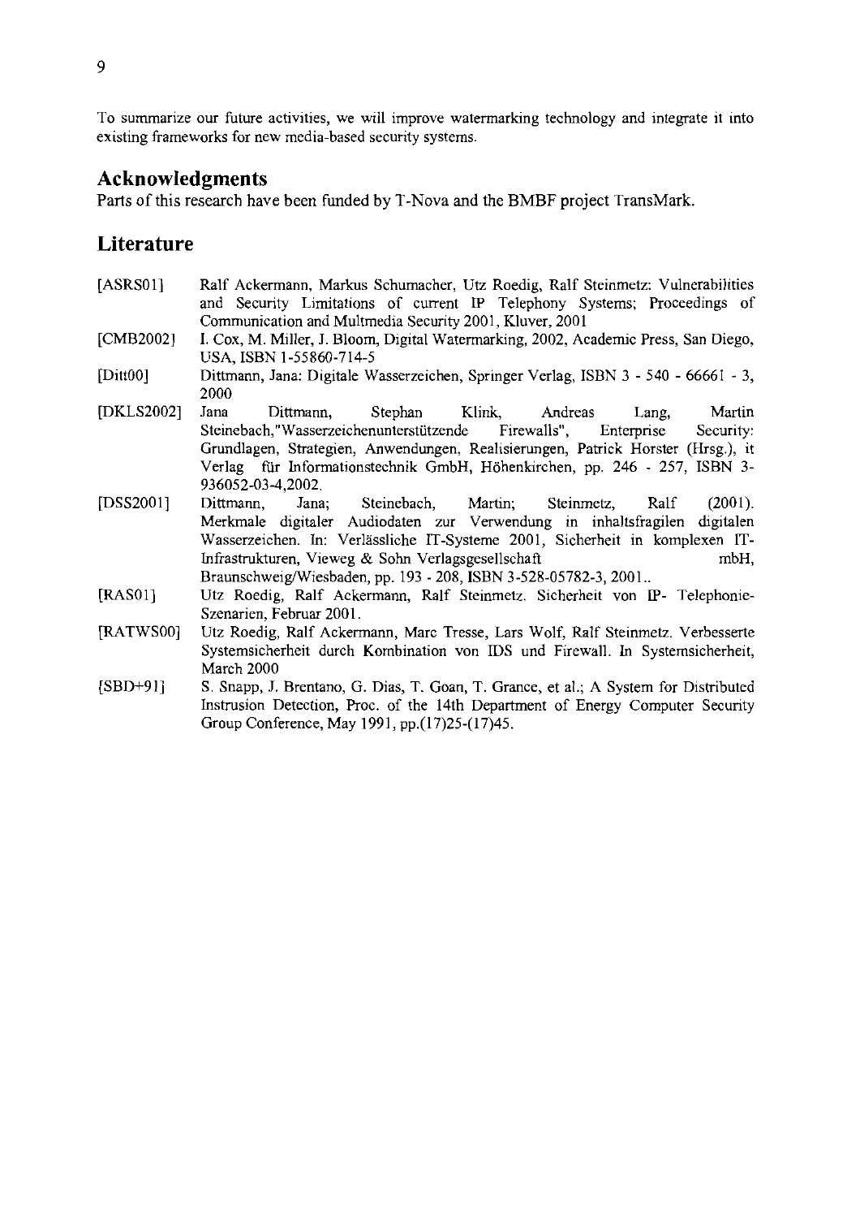To summarize our future activities, we will improve watermarking technology and integrate it into existing frameworks for new media-based security systems.

## Acknowledgments

Parts of this research have been funded by T-Nova and the BMBF project TransMark.

## Literature

[ASRS01] Ralf Ackermann, Markus Schumacher, Utz Roedig, Ralf Steinmetz: Vulnerabilities and Security Limitations of current IP Telephony Systems; Proceedings of Communication and Multmedia Security 2001, Kluver, 2001

[CMB2002] I. Cox, M. Miller, J. Bloom, Digital Watermarking, 2002, Academic Press, San Diego, USA, ISBN 1-55860-714-5

[Ditt00] Dittmann, Jana: Digitale Wasserzeichen, Springer Verlag, ISBN 3 - 540 - 66661 - 3, 2000

[DKLS2002] Jana Dittmann, Stephan Klink, Andreas Lang, Martin Steinebach,"Wasserzeichenunterstützende Firewalls", Enterprise Security: Grundlagen, Strategien, Anwendungen, Realisierungen, Patrick Horster (Hrsg.), it Verlag für Informationstechnik GmbH, Höhenkirchen, pp. 246 - 257, ISBN 3-936052-03-4,2002.

[DSS2001] Dittmann, Jana; Steinebach, Martin; Steinmetz, Ralf (2001). Merkmale digitaler Audiodaten zur Verwendung in inhaltsfragilen digitalen Wasserzeichen. In: Verlässliche IT-Systeme 2001, Sicherheit in komplexen IT-Infrastrukturen, Vieweg & Sohn Verlagsgesellschaft mbH, Braunschweig/Wiesbaden, pp. 193 - 208, ISBN 3-528-05782-3, 2001..

[RAS01] Utz Roedig, Ralf Ackermann, Ralf Steinmetz. Sicherheit von IP- Telephonie-Szenarien, Februar 2001.

[RATWS00] Utz Roedig, Ralf Ackermann, Marc Tresse, Lars Wolf, Ralf Steinmetz. Verbesserte Systemsicherheit durch Kombination von IDS und Firewall. In Systemsicherheit, March 2000

[SBD+91] S. Snapp, J. Brentano, G. Dias, T. Goan, T. Grance, et al.; A System for Distributed Instrusion Detection, Proc. of the 14th Department of Energy Computer Security Group Conference, May 1991, pp.(17)25-(17)45.